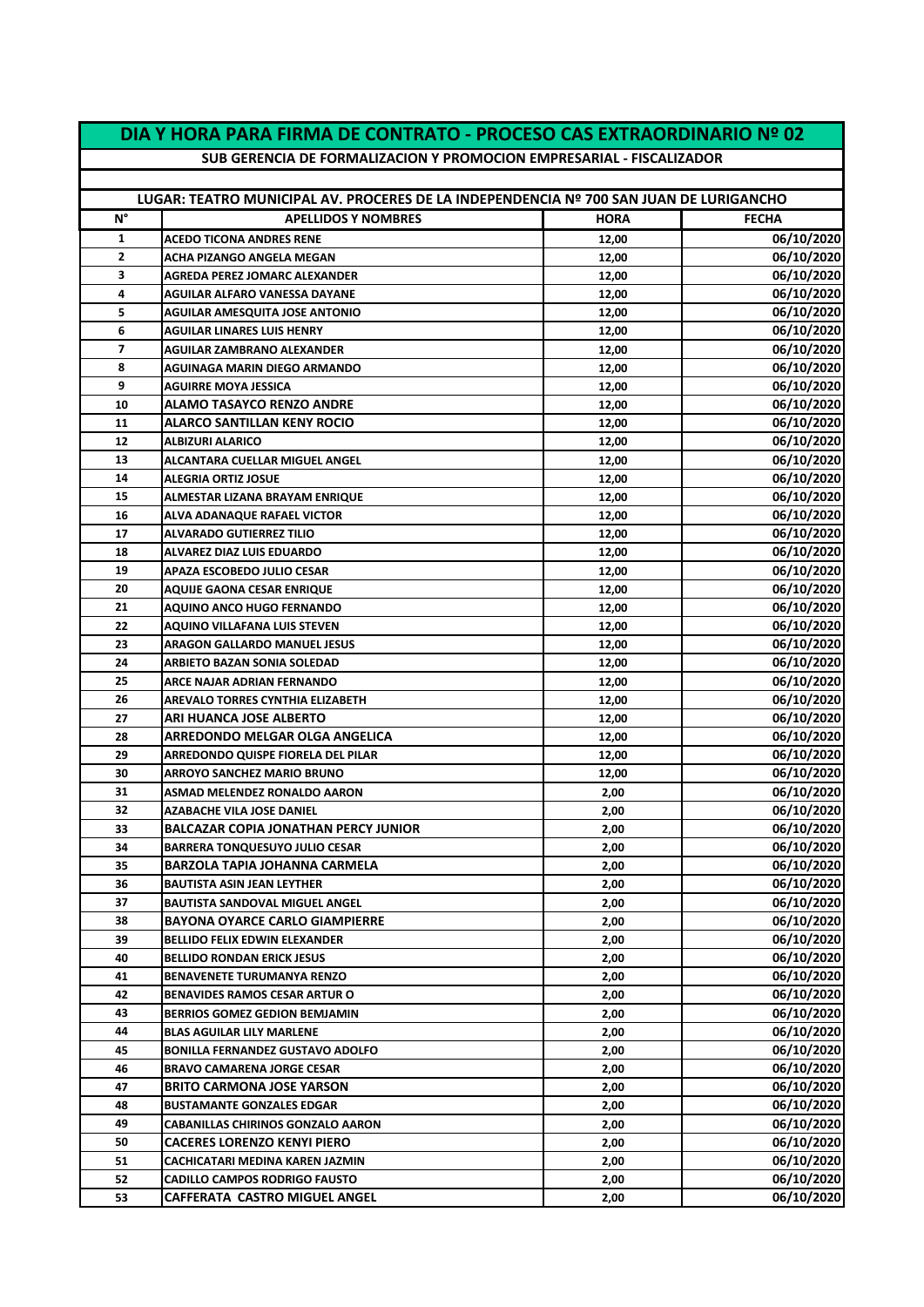# DIA Y HORA PARA FIRMA DE CONTRATO - PROCESO CAS EXTRAORDINARIO Nº 02

## SUB GERENCIA DE FORMALIZACION Y PROMOCION EMPRESARIAL - FISCALIZADOR

**LUGAR: TEATRO MUNICIPAL AV. PROCERES DE LA INDEPENDENCIA Nº 700 SAN JUAN DE LURIGANCHO**

| N° | APELLIDOS Y NOMBRES | HORA | FECHA |
|---|---|---|---|
| 1 | ACEDO TICONA ANDRES RENE | 12,00 | 06/10/2020 |
| 2 | ACHA PIZANGO ANGELA MEGAN | 12,00 | 06/10/2020 |
| 3 | AGREDA PEREZ JOMARC ALEXANDER | 12,00 | 06/10/2020 |
| 4 | AGUILAR ALFARO VANESSA DAYANE | 12,00 | 06/10/2020 |
| 5 | AGUILAR AMESQUITA JOSE ANTONIO | 12,00 | 06/10/2020 |
| 6 | AGUILAR LINARES LUIS HENRY | 12,00 | 06/10/2020 |
| 7 | AGUILAR ZAMBRANO ALEXANDER | 12,00 | 06/10/2020 |
| 8 | AGUINAGA MARIN DIEGO ARMANDO | 12,00 | 06/10/2020 |
| 9 | AGUIRRE MOYA JESSICA | 12,00 | 06/10/2020 |
| 10 | ALAMO TASAYCO RENZO ANDRE | 12,00 | 06/10/2020 |
| 11 | ALARCO SANTILLAN KENY ROCIO | 12,00 | 06/10/2020 |
| 12 | ALBIZURI ALARICO | 12,00 | 06/10/2020 |
| 13 | ALCANTARA CUELLAR MIGUEL ANGEL | 12,00 | 06/10/2020 |
| 14 | ALEGRIA ORTIZ JOSUE | 12,00 | 06/10/2020 |
| 15 | ALMESTAR LIZANA BRAYAM ENRIQUE | 12,00 | 06/10/2020 |
| 16 | ALVA ADANAQUE RAFAEL VICTOR | 12,00 | 06/10/2020 |
| 17 | ALVARADO GUTIERREZ TILIO | 12,00 | 06/10/2020 |
| 18 | ALVAREZ DIAZ LUIS EDUARDO | 12,00 | 06/10/2020 |
| 19 | APAZA ESCOBEDO JULIO CESAR | 12,00 | 06/10/2020 |
| 20 | AQUIJE GAONA CESAR ENRIQUE | 12,00 | 06/10/2020 |
| 21 | AQUINO ANCO HUGO FERNANDO | 12,00 | 06/10/2020 |
| 22 | AQUINO VILLAFANA LUIS STEVEN | 12,00 | 06/10/2020 |
| 23 | ARAGON GALLARDO MANUEL JESUS | 12,00 | 06/10/2020 |
| 24 | ARBIETO BAZAN SONIA SOLEDAD | 12,00 | 06/10/2020 |
| 25 | ARCE NAJAR ADRIAN FERNANDO | 12,00 | 06/10/2020 |
| 26 | AREVALO TORRES CYNTHIA ELIZABETH | 12,00 | 06/10/2020 |
| 27 | ARI HUANCA JOSE ALBERTO | 12,00 | 06/10/2020 |
| 28 | ARREDONDO MELGAR OLGA ANGELICA | 12,00 | 06/10/2020 |
| 29 | ARREDONDO QUISPE FIORELA DEL PILAR | 12,00 | 06/10/2020 |
| 30 | ARROYO SANCHEZ MARIO BRUNO | 12,00 | 06/10/2020 |
| 31 | ASMAD MELENDEZ RONALDO AARON | 2,00 | 06/10/2020 |
| 32 | AZABACHE VILA JOSE DANIEL | 2,00 | 06/10/2020 |
| 33 | BALCAZAR COPIA JONATHAN PERCY JUNIOR | 2,00 | 06/10/2020 |
| 34 | BARRERA TONQUESUYO JULIO CESAR | 2,00 | 06/10/2020 |
| 35 | BARZOLA TAPIA JOHANNA CARMELA | 2,00 | 06/10/2020 |
| 36 | BAUTISTA ASIN JEAN LEYTHER | 2,00 | 06/10/2020 |
| 37 | BAUTISTA SANDOVAL MIGUEL ANGEL | 2,00 | 06/10/2020 |
| 38 | BAYONA OYARCE CARLO GIAMPIERRE | 2,00 | 06/10/2020 |
| 39 | BELLIDO FELIX EDWIN ELEXANDER | 2,00 | 06/10/2020 |
| 40 | BELLIDO RONDAN ERICK JESUS | 2,00 | 06/10/2020 |
| 41 | BENAVENETE TURUMANYA RENZO | 2,00 | 06/10/2020 |
| 42 | BENAVIDES RAMOS CESAR ARTUR O | 2,00 | 06/10/2020 |
| 43 | BERRIOS GOMEZ GEDION BEMJAMIN | 2,00 | 06/10/2020 |
| 44 | BLAS AGUILAR LILY MARLENE | 2,00 | 06/10/2020 |
| 45 | BONILLA FERNANDEZ GUSTAVO ADOLFO | 2,00 | 06/10/2020 |
| 46 | BRAVO CAMARENA JORGE CESAR | 2,00 | 06/10/2020 |
| 47 | BRITO CARMONA JOSE YARSON | 2,00 | 06/10/2020 |
| 48 | BUSTAMANTE GONZALES EDGAR | 2,00 | 06/10/2020 |
| 49 | CABANILLAS CHIRINOS GONZALO AARON | 2,00 | 06/10/2020 |
| 50 | CACERES LORENZO KENYI PIERO | 2,00 | 06/10/2020 |
| 51 | CACHICATARI MEDINA KAREN JAZMIN | 2,00 | 06/10/2020 |
| 52 | CADILLO CAMPOS RODRIGO FAUSTO | 2,00 | 06/10/2020 |
| 53 | CAFFERATA CASTRO MIGUEL ANGEL | 2,00 | 06/10/2020 |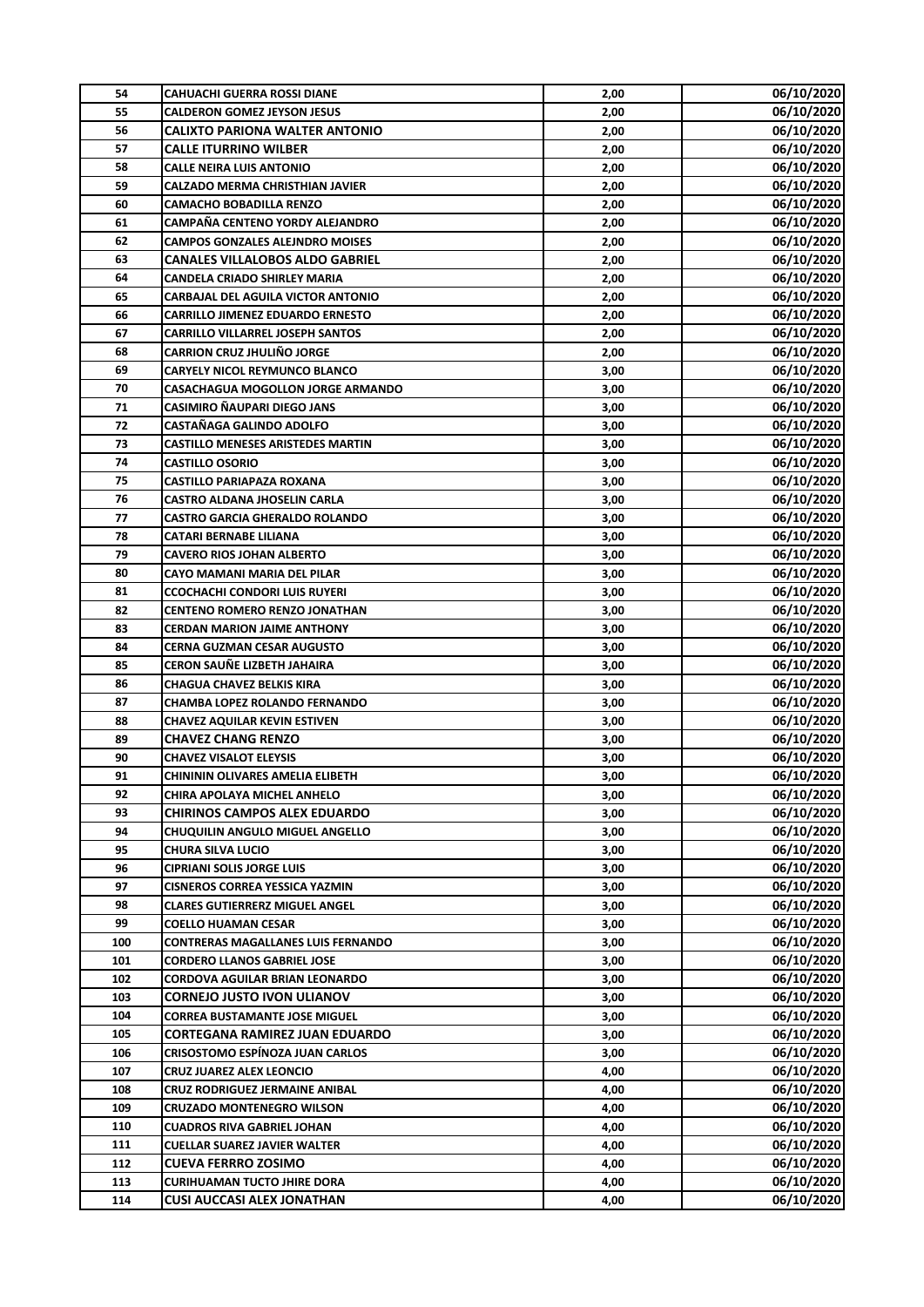| | | | |
|---|---|---|---|
| 54 | CAHUACHI GUERRA ROSSI DIANE | 2,00 | 06/10/2020 |
| 55 | CALDERON GOMEZ JEYSON JESUS | 2,00 | 06/10/2020 |
| 56 | CALIXTO PARIONA WALTER ANTONIO | 2,00 | 06/10/2020 |
| 57 | CALLE ITURRINO WILBER | 2,00 | 06/10/2020 |
| 58 | CALLE NEIRA LUIS ANTONIO | 2,00 | 06/10/2020 |
| 59 | CALZADO MERMA CHRISTHIAN JAVIER | 2,00 | 06/10/2020 |
| 60 | CAMACHO BOBADILLA RENZO | 2,00 | 06/10/2020 |
| 61 | CAMPAÑA CENTENO YORDY ALEJANDRO | 2,00 | 06/10/2020 |
| 62 | CAMPOS GONZALES ALEJNDRO MOISES | 2,00 | 06/10/2020 |
| 63 | CANALES VILLALOBOS ALDO GABRIEL | 2,00 | 06/10/2020 |
| 64 | CANDELA CRIADO SHIRLEY MARIA | 2,00 | 06/10/2020 |
| 65 | CARBAJAL DEL AGUILA VICTOR ANTONIO | 2,00 | 06/10/2020 |
| 66 | CARRILLO JIMENEZ EDUARDO ERNESTO | 2,00 | 06/10/2020 |
| 67 | CARRILLO VILLARREL JOSEPH SANTOS | 2,00 | 06/10/2020 |
| 68 | CARRION CRUZ JHULIÑO JORGE | 2,00 | 06/10/2020 |
| 69 | CARYELY NICOL REYMUNCO BLANCO | 3,00 | 06/10/2020 |
| 70 | CASACHAGUA MOGOLLON JORGE ARMANDO | 3,00 | 06/10/2020 |
| 71 | CASIMIRO ÑAUPARI DIEGO JANS | 3,00 | 06/10/2020 |
| 72 | CASTAÑAGA GALINDO ADOLFO | 3,00 | 06/10/2020 |
| 73 | CASTILLO MENESES ARISTEDES MARTIN | 3,00 | 06/10/2020 |
| 74 | CASTILLO OSORIO | 3,00 | 06/10/2020 |
| 75 | CASTILLO PARIAPAZA ROXANA | 3,00 | 06/10/2020 |
| 76 | CASTRO ALDANA JHOSELIN CARLA | 3,00 | 06/10/2020 |
| 77 | CASTRO GARCIA GHERALDO ROLANDO | 3,00 | 06/10/2020 |
| 78 | CATARI BERNABE LILIANA | 3,00 | 06/10/2020 |
| 79 | CAVERO RIOS JOHAN ALBERTO | 3,00 | 06/10/2020 |
| 80 | CAYO MAMANI MARIA DEL PILAR | 3,00 | 06/10/2020 |
| 81 | CCOCHACHI CONDORI LUIS RUYERI | 3,00 | 06/10/2020 |
| 82 | CENTENO ROMERO RENZO JONATHAN | 3,00 | 06/10/2020 |
| 83 | CERDAN MARION JAIME ANTHONY | 3,00 | 06/10/2020 |
| 84 | CERNA GUZMAN CESAR AUGUSTO | 3,00 | 06/10/2020 |
| 85 | CERON SAUÑE LIZBETH JAHAIRA | 3,00 | 06/10/2020 |
| 86 | CHAGUA CHAVEZ BELKIS KIRA | 3,00 | 06/10/2020 |
| 87 | CHAMBA LOPEZ ROLANDO FERNANDO | 3,00 | 06/10/2020 |
| 88 | CHAVEZ AQUILAR KEVIN ESTIVEN | 3,00 | 06/10/2020 |
| 89 | CHAVEZ CHANG RENZO | 3,00 | 06/10/2020 |
| 90 | CHAVEZ VISALOT ELEYSIS | 3,00 | 06/10/2020 |
| 91 | CHININ OLIVARES AMELIA ELIBETH | 3,00 | 06/10/2020 |
| 92 | CHIRA APOLAYA MICHEL ANHELO | 3,00 | 06/10/2020 |
| 93 | CHIRINOS CAMPOS ALEX EDUARDO | 3,00 | 06/10/2020 |
| 94 | CHUQUILIN ANGULO MIGUEL ANGELLO | 3,00 | 06/10/2020 |
| 95 | CHURA SILVA LUCIO | 3,00 | 06/10/2020 |
| 96 | CIPRIANI SOLIS JORGE LUIS | 3,00 | 06/10/2020 |
| 97 | CISNEROS CORREA YESSICA YAZMIN | 3,00 | 06/10/2020 |
| 98 | CLARES GUTIERRERZ MIGUEL ANGEL | 3,00 | 06/10/2020 |
| 99 | COELLO HUAMAN CESAR | 3,00 | 06/10/2020 |
| 100 | CONTRERAS MAGALLANES LUIS FERNANDO | 3,00 | 06/10/2020 |
| 101 | CORDERO LLANOS GABRIEL JOSE | 3,00 | 06/10/2020 |
| 102 | CORDOVA AGUILAR BRIAN LEONARDO | 3,00 | 06/10/2020 |
| 103 | CORNEJO JUSTO IVON ULIANOV | 3,00 | 06/10/2020 |
| 104 | CORREA BUSTAMANTE JOSE MIGUEL | 3,00 | 06/10/2020 |
| 105 | CORTEGANA RAMIREZ JUAN EDUARDO | 3,00 | 06/10/2020 |
| 106 | CRISOSTOMO ESPÍNOZA JUAN CARLOS | 3,00 | 06/10/2020 |
| 107 | CRUZ JUAREZ ALEX LEONCIO | 4,00 | 06/10/2020 |
| 108 | CRUZ RODRIGUEZ JERMAINE ANIBAL | 4,00 | 06/10/2020 |
| 109 | CRUZADO MONTENEGRO WILSON | 4,00 | 06/10/2020 |
| 110 | CUADROS RIVA GABRIEL JOHAN | 4,00 | 06/10/2020 |
| 111 | CUELLAR SUAREZ JAVIER WALTER | 4,00 | 06/10/2020 |
| 112 | CUEVA FERRRO ZOSIMO | 4,00 | 06/10/2020 |
| 113 | CURIHUAMAN TUCTO JHIRE DORA | 4,00 | 06/10/2020 |
| 114 | CUSI AUCCASI ALEX JONATHAN | 4,00 | 06/10/2020 |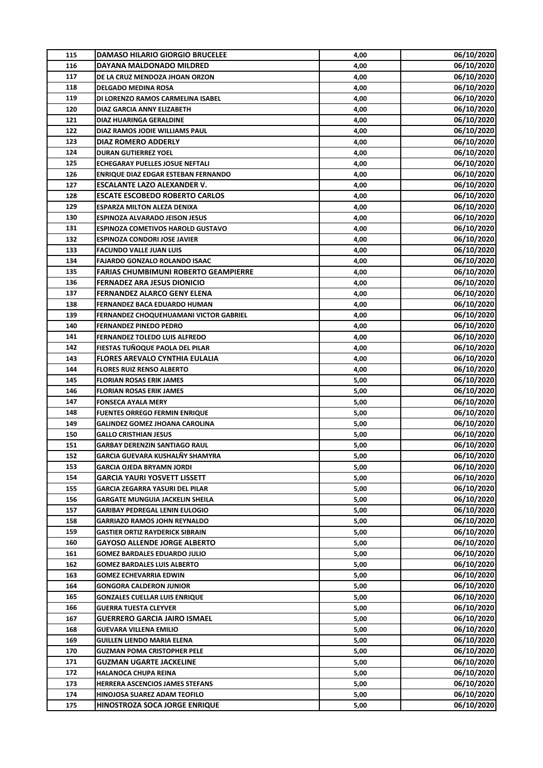| 115 | DAMASO HILARIO GIORGIO BRUCELEE | 4,00 | 06/10/2020 |
|---|---|---|---|
| 116 | DAYANA MALDONADO MILDRED | 4,00 | 06/10/2020 |
| 117 | DE LA CRUZ MENDOZA JHOAN ORZON | 4,00 | 06/10/2020 |
| 118 | DELGADO MEDINA ROSA | 4,00 | 06/10/2020 |
| 119 | DI LORENZO RAMOS CARMELINA ISABEL | 4,00 | 06/10/2020 |
| 120 | DIAZ GARCIA ANNY ELIZABETH | 4,00 | 06/10/2020 |
| 121 | DIAZ HUARINGA GERALDINE | 4,00 | 06/10/2020 |
| 122 | DIAZ RAMOS JODIE WILLIAMS PAUL | 4,00 | 06/10/2020 |
| 123 | DIAZ ROMERO ADDERLY | 4,00 | 06/10/2020 |
| 124 | DURAN GUTIERREZ YOEL | 4,00 | 06/10/2020 |
| 125 | ECHEGARAY PUELLES JOSUE NEFTALI | 4,00 | 06/10/2020 |
| 126 | ENRIQUE DIAZ EDGAR ESTEBAN FERNANDO | 4,00 | 06/10/2020 |
| 127 | ESCALANTE LAZO ALEXANDER V. | 4,00 | 06/10/2020 |
| 128 | ESCATE ESCOBEDO ROBERTO CARLOS | 4,00 | 06/10/2020 |
| 129 | ESPARZA MILTON ALEZA DENIXA | 4,00 | 06/10/2020 |
| 130 | ESPINOZA ALVARADO JEISON JESUS | 4,00 | 06/10/2020 |
| 131 | ESPINOZA COMETIVOS HAROLD GUSTAVO | 4,00 | 06/10/2020 |
| 132 | ESPINOZA CONDORI JOSE JAVIER | 4,00 | 06/10/2020 |
| 133 | FACUNDO VALLE JUAN LUIS | 4,00 | 06/10/2020 |
| 134 | FAJARDO GONZALO ROLANDO ISAAC | 4,00 | 06/10/2020 |
| 135 | FARIAS CHUMBIMUNI ROBERTO GEAMPIERRE | 4,00 | 06/10/2020 |
| 136 | FERNADEZ ARA JESUS DIONICIO | 4,00 | 06/10/2020 |
| 137 | FERNANDEZ ALARCO GENY ELENA | 4,00 | 06/10/2020 |
| 138 | FERNANDEZ BACA EDUARDO HUMAN | 4,00 | 06/10/2020 |
| 139 | FERNANDEZ CHOQUEHUAMANI VICTOR GABRIEL | 4,00 | 06/10/2020 |
| 140 | FERNANDEZ PINEDO PEDRO | 4,00 | 06/10/2020 |
| 141 | FERNANDEZ TOLEDO LUIS ALFREDO | 4,00 | 06/10/2020 |
| 142 | FIESTAS TUÑOQUE PAOLA DEL PILAR | 4,00 | 06/10/2020 |
| 143 | FLORES AREVALO CYNTHIA EULALIA | 4,00 | 06/10/2020 |
| 144 | FLORES RUIZ RENSO ALBERTO | 4,00 | 06/10/2020 |
| 145 | FLORIAN ROSAS ERIK JAMES | 5,00 | 06/10/2020 |
| 146 | FLORIAN ROSAS ERIK JAMES | 5,00 | 06/10/2020 |
| 147 | FONSECA AYALA MERY | 5,00 | 06/10/2020 |
| 148 | FUENTES ORREGO FERMIN ENRIQUE | 5,00 | 06/10/2020 |
| 149 | GALINDEZ GOMEZ JHOANA CAROLINA | 5,00 | 06/10/2020 |
| 150 | GALLO CRISTHIAN JESUS | 5,00 | 06/10/2020 |
| 151 | GARBAY DERENZIN SANTIAGO RAUL | 5,00 | 06/10/2020 |
| 152 | GARCIA GUEVARA KUSHALÑY SHAMYRA | 5,00 | 06/10/2020 |
| 153 | GARCIA OJEDA BRYAMN JORDI | 5,00 | 06/10/2020 |
| 154 | GARCIA YAURI YOSVETT LISSETT | 5,00 | 06/10/2020 |
| 155 | GARCIA ZEGARRA YASURI DEL PILAR | 5,00 | 06/10/2020 |
| 156 | GARGATE MUNGUIA JACKELIN SHEILA | 5,00 | 06/10/2020 |
| 157 | GARIBAY PEDREGAL LENIN EULOGIO | 5,00 | 06/10/2020 |
| 158 | GARRIAZO RAMOS JOHN REYNALDO | 5,00 | 06/10/2020 |
| 159 | GASTIER ORTIZ RAYDERICK SIBRAIN | 5,00 | 06/10/2020 |
| 160 | GAYOSO ALLENDE JORGE ALBERTO | 5,00 | 06/10/2020 |
| 161 | GOMEZ BARDALES EDUARDO JULIO | 5,00 | 06/10/2020 |
| 162 | GOMEZ BARDALES LUIS ALBERTO | 5,00 | 06/10/2020 |
| 163 | GOMEZ ECHEVARRIA EDWIN | 5,00 | 06/10/2020 |
| 164 | GONGORA CALDERON JUNIOR | 5,00 | 06/10/2020 |
| 165 | GONZALES CUELLAR LUIS ENRIQUE | 5,00 | 06/10/2020 |
| 166 | GUERRA TUESTA CLEYVER | 5,00 | 06/10/2020 |
| 167 | GUERRERO GARCIA JAIRO ISMAEL | 5,00 | 06/10/2020 |
| 168 | GUEVARA VILLENA EMILIO | 5,00 | 06/10/2020 |
| 169 | GUILLEN LIENDO MARIA ELENA | 5,00 | 06/10/2020 |
| 170 | GUZMAN POMA CRISTOPHER PELE | 5,00 | 06/10/2020 |
| 171 | GUZMAN UGARTE JACKELINE | 5,00 | 06/10/2020 |
| 172 | HALANOCA CHUPA REINA | 5,00 | 06/10/2020 |
| 173 | HERRERA ASCENCIOS JAMES STEFANS | 5,00 | 06/10/2020 |
| 174 | HINOJOSA SUAREZ ADAM TEOFILO | 5,00 | 06/10/2020 |
| 175 | HINOSTROZA SOCA JORGE ENRIQUE | 5,00 | 06/10/2020 |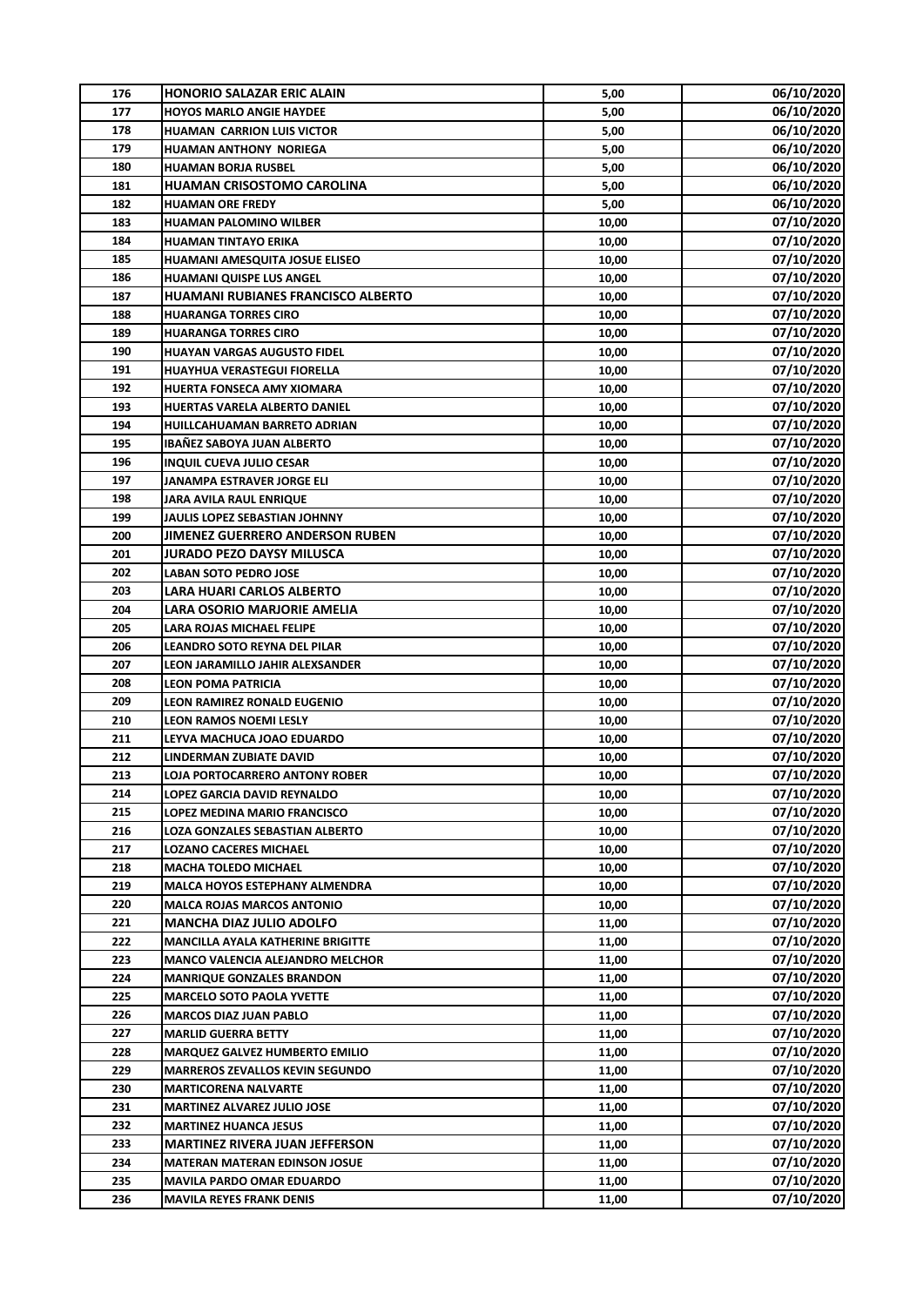| | | | |
|---|---|---|---|
| 176 | HONORIO SALAZAR ERIC ALAIN | 5,00 | 06/10/2020 |
| 177 | HOYOS MARLO ANGIE HAYDEE | 5,00 | 06/10/2020 |
| 178 | HUAMAN CARRION LUIS VICTOR | 5,00 | 06/10/2020 |
| 179 | HUAMAN ANTHONY NORIEGA | 5,00 | 06/10/2020 |
| 180 | HUAMAN BORJA RUSBEL | 5,00 | 06/10/2020 |
| 181 | HUAMAN CRISOSTOMO CAROLINA | 5,00 | 06/10/2020 |
| 182 | HUAMAN ORE FREDY | 5,00 | 06/10/2020 |
| 183 | HUAMAN PALOMINO WILBER | 10,00 | 07/10/2020 |
| 184 | HUAMAN TINTAYO ERIKA | 10,00 | 07/10/2020 |
| 185 | HUAMANI AMESQUITA JOSUE ELISEO | 10,00 | 07/10/2020 |
| 186 | HUAMANI QUISPE LUS ANGEL | 10,00 | 07/10/2020 |
| 187 | HUAMANI RUBIANES FRANCISCO ALBERTO | 10,00 | 07/10/2020 |
| 188 | HUARANGA TORRES CIRO | 10,00 | 07/10/2020 |
| 189 | HUARANGA TORRES CIRO | 10,00 | 07/10/2020 |
| 190 | HUAYAN VARGAS AUGUSTO FIDEL | 10,00 | 07/10/2020 |
| 191 | HUAYHUA VERASTEGUI FIORELLA | 10,00 | 07/10/2020 |
| 192 | HUERTA FONSECA AMY XIOMARA | 10,00 | 07/10/2020 |
| 193 | HUERTAS VARELA ALBERTO DANIEL | 10,00 | 07/10/2020 |
| 194 | HUILLCAHUAMAN BARRETO ADRIAN | 10,00 | 07/10/2020 |
| 195 | IBAÑEZ SABOYA JUAN ALBERTO | 10,00 | 07/10/2020 |
| 196 | INQUIL CUEVA JULIO CESAR | 10,00 | 07/10/2020 |
| 197 | JANAMPA ESTRAVER JORGE ELI | 10,00 | 07/10/2020 |
| 198 | JARA AVILA RAUL ENRIQUE | 10,00 | 07/10/2020 |
| 199 | JAULIS LOPEZ SEBASTIAN JOHNNY | 10,00 | 07/10/2020 |
| 200 | JIMENEZ GUERRERO ANDERSON RUBEN | 10,00 | 07/10/2020 |
| 201 | JURADO PEZO DAYSY MILUSCA | 10,00 | 07/10/2020 |
| 202 | LABAN SOTO PEDRO JOSE | 10,00 | 07/10/2020 |
| 203 | LARA HUARI CARLOS ALBERTO | 10,00 | 07/10/2020 |
| 204 | LARA OSORIO MARJORIE AMELIA | 10,00 | 07/10/2020 |
| 205 | LARA ROJAS MICHAEL FELIPE | 10,00 | 07/10/2020 |
| 206 | LEANDRO SOTO REYNA DEL PILAR | 10,00 | 07/10/2020 |
| 207 | LEON JARAMILLO JAHIR ALEXSANDER | 10,00 | 07/10/2020 |
| 208 | LEON POMA PATRICIA | 10,00 | 07/10/2020 |
| 209 | LEON RAMIREZ RONALD EUGENIO | 10,00 | 07/10/2020 |
| 210 | LEON RAMOS NOEMI LESLY | 10,00 | 07/10/2020 |
| 211 | LEYVA MACHUCA JOAO EDUARDO | 10,00 | 07/10/2020 |
| 212 | LINDERMAN ZUBIATE DAVID | 10,00 | 07/10/2020 |
| 213 | LOJA PORTOCARRERO ANTONY ROBER | 10,00 | 07/10/2020 |
| 214 | LOPEZ GARCIA DAVID REYNALDO | 10,00 | 07/10/2020 |
| 215 | LOPEZ MEDINA MARIO FRANCISCO | 10,00 | 07/10/2020 |
| 216 | LOZA GONZALES SEBASTIAN ALBERTO | 10,00 | 07/10/2020 |
| 217 | LOZANO CACERES MICHAEL | 10,00 | 07/10/2020 |
| 218 | MACHA TOLEDO MICHAEL | 10,00 | 07/10/2020 |
| 219 | MALCA HOYOS ESTEPHANY ALMENDRA | 10,00 | 07/10/2020 |
| 220 | MALCA ROJAS MARCOS ANTONIO | 10,00 | 07/10/2020 |
| 221 | MANCHA DIAZ JULIO ADOLFO | 11,00 | 07/10/2020 |
| 222 | MANCILLA AYALA KATHERINE BRIGITTE | 11,00 | 07/10/2020 |
| 223 | MANCO VALENCIA ALEJANDRO MELCHOR | 11,00 | 07/10/2020 |
| 224 | MANRIQUE GONZALES BRANDON | 11,00 | 07/10/2020 |
| 225 | MARCELO SOTO PAOLA YVETTE | 11,00 | 07/10/2020 |
| 226 | MARCOS DIAZ JUAN PABLO | 11,00 | 07/10/2020 |
| 227 | MARLID GUERRA BETTY | 11,00 | 07/10/2020 |
| 228 | MARQUEZ GALVEZ HUMBERTO EMILIO | 11,00 | 07/10/2020 |
| 229 | MARREROS ZEVALLOS KEVIN SEGUNDO | 11,00 | 07/10/2020 |
| 230 | MARTICORENA NALVARTE | 11,00 | 07/10/2020 |
| 231 | MARTINEZ ALVAREZ JULIO JOSE | 11,00 | 07/10/2020 |
| 232 | MARTINEZ HUANCA JESUS | 11,00 | 07/10/2020 |
| 233 | MARTINEZ RIVERA JUAN JEFFERSON | 11,00 | 07/10/2020 |
| 234 | MATERAN MATERAN EDINSON JOSUE | 11,00 | 07/10/2020 |
| 235 | MAVILA PARDO OMAR EDUARDO | 11,00 | 07/10/2020 |
| 236 | MAVILA REYES FRANK DENIS | 11,00 | 07/10/2020 |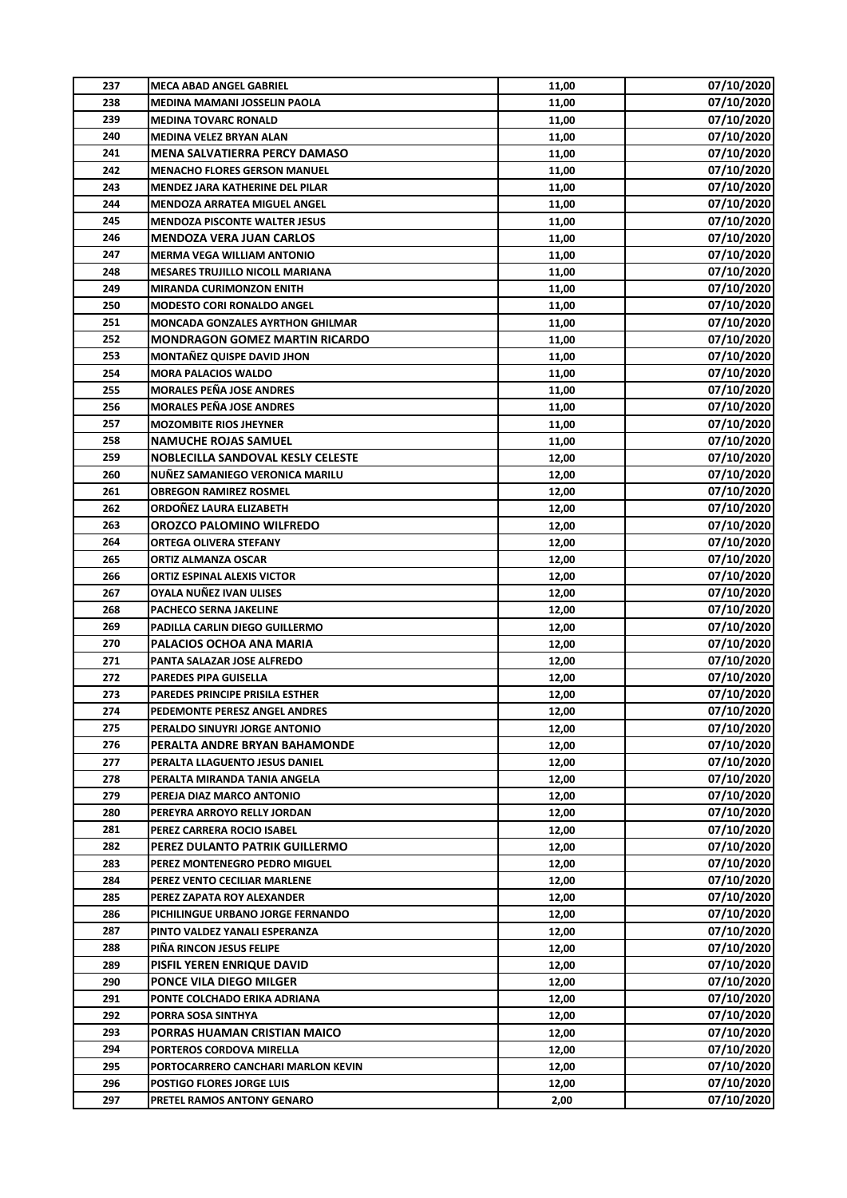| 237 | MECA ABAD ANGEL GABRIEL | 11,00 | 07/10/2020 |
|---|---|---|---|
| 238 | MEDINA MAMANI JOSSELIN PAOLA | 11,00 | 07/10/2020 |
| 239 | MEDINA TOVARC RONALD | 11,00 | 07/10/2020 |
| 240 | MEDINA VELEZ BRYAN ALAN | 11,00 | 07/10/2020 |
| 241 | MENA SALVATIERRA PERCY DAMASO | 11,00 | 07/10/2020 |
| 242 | MENACHO FLORES GERSON MANUEL | 11,00 | 07/10/2020 |
| 243 | MENDEZ JARA KATHERINE DEL PILAR | 11,00 | 07/10/2020 |
| 244 | MENDOZA ARRATEA MIGUEL ANGEL | 11,00 | 07/10/2020 |
| 245 | MENDOZA PISCONTE WALTER JESUS | 11,00 | 07/10/2020 |
| 246 | MENDOZA VERA JUAN CARLOS | 11,00 | 07/10/2020 |
| 247 | MERMA VEGA WILLIAM ANTONIO | 11,00 | 07/10/2020 |
| 248 | MESARES TRUJILLO NICOLL MARIANA | 11,00 | 07/10/2020 |
| 249 | MIRANDA CURIMONZON ENITH | 11,00 | 07/10/2020 |
| 250 | MODESTO CORI RONALDO ANGEL | 11,00 | 07/10/2020 |
| 251 | MONCADA GONZALES AYRTHON GHILMAR | 11,00 | 07/10/2020 |
| 252 | MONDRAGON GOMEZ MARTIN RICARDO | 11,00 | 07/10/2020 |
| 253 | MONTAÑEZ QUISPE DAVID JHON | 11,00 | 07/10/2020 |
| 254 | MORA PALACIOS WALDO | 11,00 | 07/10/2020 |
| 255 | MORALES PEÑA JOSE ANDRES | 11,00 | 07/10/2020 |
| 256 | MORALES PEÑA JOSE ANDRES | 11,00 | 07/10/2020 |
| 257 | MOZOMBITE RIOS JHEYNER | 11,00 | 07/10/2020 |
| 258 | NAMUCHE ROJAS SAMUEL | 11,00 | 07/10/2020 |
| 259 | NOBLECILLA SANDOVAL KESLY CELESTE | 12,00 | 07/10/2020 |
| 260 | NUÑEZ SAMANIEGO VERONICA MARILU | 12,00 | 07/10/2020 |
| 261 | OBREGON RAMIREZ ROSMEL | 12,00 | 07/10/2020 |
| 262 | ORDOÑEZ LAURA ELIZABETH | 12,00 | 07/10/2020 |
| 263 | OROZCO PALOMINO WILFREDO | 12,00 | 07/10/2020 |
| 264 | ORTEGA OLIVERA STEFANY | 12,00 | 07/10/2020 |
| 265 | ORTIZ ALMANZA OSCAR | 12,00 | 07/10/2020 |
| 266 | ORTIZ ESPINAL ALEXIS VICTOR | 12,00 | 07/10/2020 |
| 267 | OYALA NUÑEZ IVAN ULISES | 12,00 | 07/10/2020 |
| 268 | PACHECO SERNA JAKELINE | 12,00 | 07/10/2020 |
| 269 | PADILLA CARLIN DIEGO GUILLERMO | 12,00 | 07/10/2020 |
| 270 | PALACIOS OCHOA ANA MARIA | 12,00 | 07/10/2020 |
| 271 | PANTA SALAZAR JOSE ALFREDO | 12,00 | 07/10/2020 |
| 272 | PAREDES PIPA GUISELLA | 12,00 | 07/10/2020 |
| 273 | PAREDES PRINCIPE PRISILA ESTHER | 12,00 | 07/10/2020 |
| 274 | PEDEMONTE PERESZ ANGEL ANDRES | 12,00 | 07/10/2020 |
| 275 | PERALDO SINUYRI JORGE ANTONIO | 12,00 | 07/10/2020 |
| 276 | PERALTA ANDRE BRYAN BAHAMONDE | 12,00 | 07/10/2020 |
| 277 | PERALTA LLAGUENTO JESUS DANIEL | 12,00 | 07/10/2020 |
| 278 | PERALTA MIRANDA TANIA ANGELA | 12,00 | 07/10/2020 |
| 279 | PEREJA DIAZ MARCO ANTONIO | 12,00 | 07/10/2020 |
| 280 | PEREYRA ARROYO RELLY JORDAN | 12,00 | 07/10/2020 |
| 281 | PEREZ CARRERA ROCIO ISABEL | 12,00 | 07/10/2020 |
| 282 | PEREZ DULANTO PATRIK GUILLERMO | 12,00 | 07/10/2020 |
| 283 | PEREZ MONTENEGRO PEDRO MIGUEL | 12,00 | 07/10/2020 |
| 284 | PEREZ VENTO CECILIAR MARLENE | 12,00 | 07/10/2020 |
| 285 | PEREZ ZAPATA ROY ALEXANDER | 12,00 | 07/10/2020 |
| 286 | PICHILINGUE URBANO JORGE FERNANDO | 12,00 | 07/10/2020 |
| 287 | PINTO VALDEZ YANALI ESPERANZA | 12,00 | 07/10/2020 |
| 288 | PIÑA RINCON JESUS FELIPE | 12,00 | 07/10/2020 |
| 289 | PISFIL YEREN ENRIQUE DAVID | 12,00 | 07/10/2020 |
| 290 | PONCE VILA DIEGO MILGER | 12,00 | 07/10/2020 |
| 291 | PONTE COLCHADO ERIKA ADRIANA | 12,00 | 07/10/2020 |
| 292 | PORRA SOSA SINTHYA | 12,00 | 07/10/2020 |
| 293 | PORRAS HUAMAN CRISTIAN MAICO | 12,00 | 07/10/2020 |
| 294 | PORTEROS CORDOVA MIRELLA | 12,00 | 07/10/2020 |
| 295 | PORTOCARRERO CANCHARI MARLON KEVIN | 12,00 | 07/10/2020 |
| 296 | POSTIGO FLORES JORGE LUIS | 12,00 | 07/10/2020 |
| 297 | PRETEL RAMOS ANTONY GENARO | 2,00 | 07/10/2020 |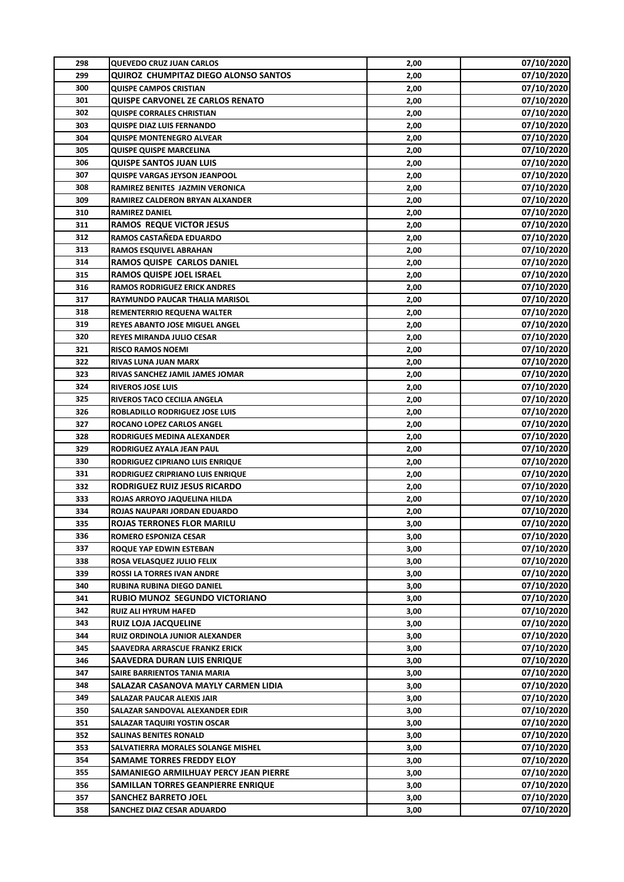| 298 | QUEVEDO CRUZ JUAN CARLOS | 2,00 | 07/10/2020 |
|---|---|---|---|
| 299 | QUIROZ CHUMPITAZ DIEGO ALONSO SANTOS | 2,00 | 07/10/2020 |
| 300 | QUISPE CAMPOS CRISTIAN | 2,00 | 07/10/2020 |
| 301 | QUISPE CARVONEL ZE CARLOS RENATO | 2,00 | 07/10/2020 |
| 302 | QUISPE CORRALES CHRISTIAN | 2,00 | 07/10/2020 |
| 303 | QUISPE DIAZ LUIS FERNANDO | 2,00 | 07/10/2020 |
| 304 | QUISPE MONTENEGRO ALVEAR | 2,00 | 07/10/2020 |
| 305 | QUISPE QUISPE MARCELINA | 2,00 | 07/10/2020 |
| 306 | QUISPE SANTOS JUAN LUIS | 2,00 | 07/10/2020 |
| 307 | QUISPE VARGAS JEYSON JEANPOOL | 2,00 | 07/10/2020 |
| 308 | RAMIREZ BENITES JAZMIN VERONICA | 2,00 | 07/10/2020 |
| 309 | RAMIREZ CALDERON BRYAN ALXANDER | 2,00 | 07/10/2020 |
| 310 | RAMIREZ DANIEL | 2,00 | 07/10/2020 |
| 311 | RAMOS REQUE VICTOR JESUS | 2,00 | 07/10/2020 |
| 312 | RAMOS CASTAÑEDA EDUARDO | 2,00 | 07/10/2020 |
| 313 | RAMOS ESQUIVEL ABRAHAN | 2,00 | 07/10/2020 |
| 314 | RAMOS QUISPE CARLOS DANIEL | 2,00 | 07/10/2020 |
| 315 | RAMOS QUISPE JOEL ISRAEL | 2,00 | 07/10/2020 |
| 316 | RAMOS RODRIGUEZ ERICK ANDRES | 2,00 | 07/10/2020 |
| 317 | RAYMUNDO PAUCAR THALIA MARISOL | 2,00 | 07/10/2020 |
| 318 | REMENTERRIO REQUENA WALTER | 2,00 | 07/10/2020 |
| 319 | REYES ABANTO JOSE MIGUEL ANGEL | 2,00 | 07/10/2020 |
| 320 | REYES MIRANDA JULIO CESAR | 2,00 | 07/10/2020 |
| 321 | RISCO RAMOS NOEMI | 2,00 | 07/10/2020 |
| 322 | RIVAS LUNA JUAN MARX | 2,00 | 07/10/2020 |
| 323 | RIVAS SANCHEZ JAMIL JAMES JOMAR | 2,00 | 07/10/2020 |
| 324 | RIVEROS JOSE LUIS | 2,00 | 07/10/2020 |
| 325 | RIVEROS TACO CECILIA ANGELA | 2,00 | 07/10/2020 |
| 326 | ROBLADILLO RODRIGUEZ JOSE LUIS | 2,00 | 07/10/2020 |
| 327 | ROCANO LOPEZ CARLOS ANGEL | 2,00 | 07/10/2020 |
| 328 | RODRIGUES MEDINA ALEXANDER | 2,00 | 07/10/2020 |
| 329 | RODRIGUEZ AYALA JEAN PAUL | 2,00 | 07/10/2020 |
| 330 | RODRIGUEZ CIPRIANO LUIS ENRIQUE | 2,00 | 07/10/2020 |
| 331 | RODRIGUEZ CRIPRIANO LUIS ENRIQUE | 2,00 | 07/10/2020 |
| 332 | RODRIGUEZ RUIZ JESUS RICARDO | 2,00 | 07/10/2020 |
| 333 | ROJAS ARROYO JAQUELINA HILDA | 2,00 | 07/10/2020 |
| 334 | ROJAS NAUPARI JORDAN EDUARDO | 2,00 | 07/10/2020 |
| 335 | ROJAS TERRONES FLOR MARILU | 3,00 | 07/10/2020 |
| 336 | ROMERO ESPONIZA CESAR | 3,00 | 07/10/2020 |
| 337 | ROQUE YAP EDWIN ESTEBAN | 3,00 | 07/10/2020 |
| 338 | ROSA VELASQUEZ JULIO FELIX | 3,00 | 07/10/2020 |
| 339 | ROSSI LA TORRES IVAN ANDRE | 3,00 | 07/10/2020 |
| 340 | RUBINA RUBINA DIEGO DANIEL | 3,00 | 07/10/2020 |
| 341 | RUBIO MUNOZ SEGUNDO VICTORIANO | 3,00 | 07/10/2020 |
| 342 | RUIZ ALI HYRUM HAFED | 3,00 | 07/10/2020 |
| 343 | RUIZ LOJA JACQUELINE | 3,00 | 07/10/2020 |
| 344 | RUIZ ORDINOLA JUNIOR ALEXANDER | 3,00 | 07/10/2020 |
| 345 | SAAVEDRA ARRASCUE FRANKZ ERICK | 3,00 | 07/10/2020 |
| 346 | SAAVEDRA DURAN LUIS ENRIQUE | 3,00 | 07/10/2020 |
| 347 | SAIRE BARRIENTOS TANIA MARIA | 3,00 | 07/10/2020 |
| 348 | SALAZAR CASANOVA MAYLY CARMEN LIDIA | 3,00 | 07/10/2020 |
| 349 | SALAZAR PAUCAR ALEXIS JAIR | 3,00 | 07/10/2020 |
| 350 | SALAZAR SANDOVAL ALEXANDER EDIR | 3,00 | 07/10/2020 |
| 351 | SALAZAR TAQUIRI YOSTIN OSCAR | 3,00 | 07/10/2020 |
| 352 | SALINAS BENITES RONALD | 3,00 | 07/10/2020 |
| 353 | SALVATIERRA MORALES SOLANGE MISHEL | 3,00 | 07/10/2020 |
| 354 | SAMAME TORRES FREDDY ELOY | 3,00 | 07/10/2020 |
| 355 | SAMANIEGO ARMILHUAY PERCY JEAN PIERRE | 3,00 | 07/10/2020 |
| 356 | SAMILLAN TORRES GEANPIERRE ENRIQUE | 3,00 | 07/10/2020 |
| 357 | SANCHEZ BARRETO JOEL | 3,00 | 07/10/2020 |
| 358 | SANCHEZ DIAZ CESAR ADUARDO | 3,00 | 07/10/2020 |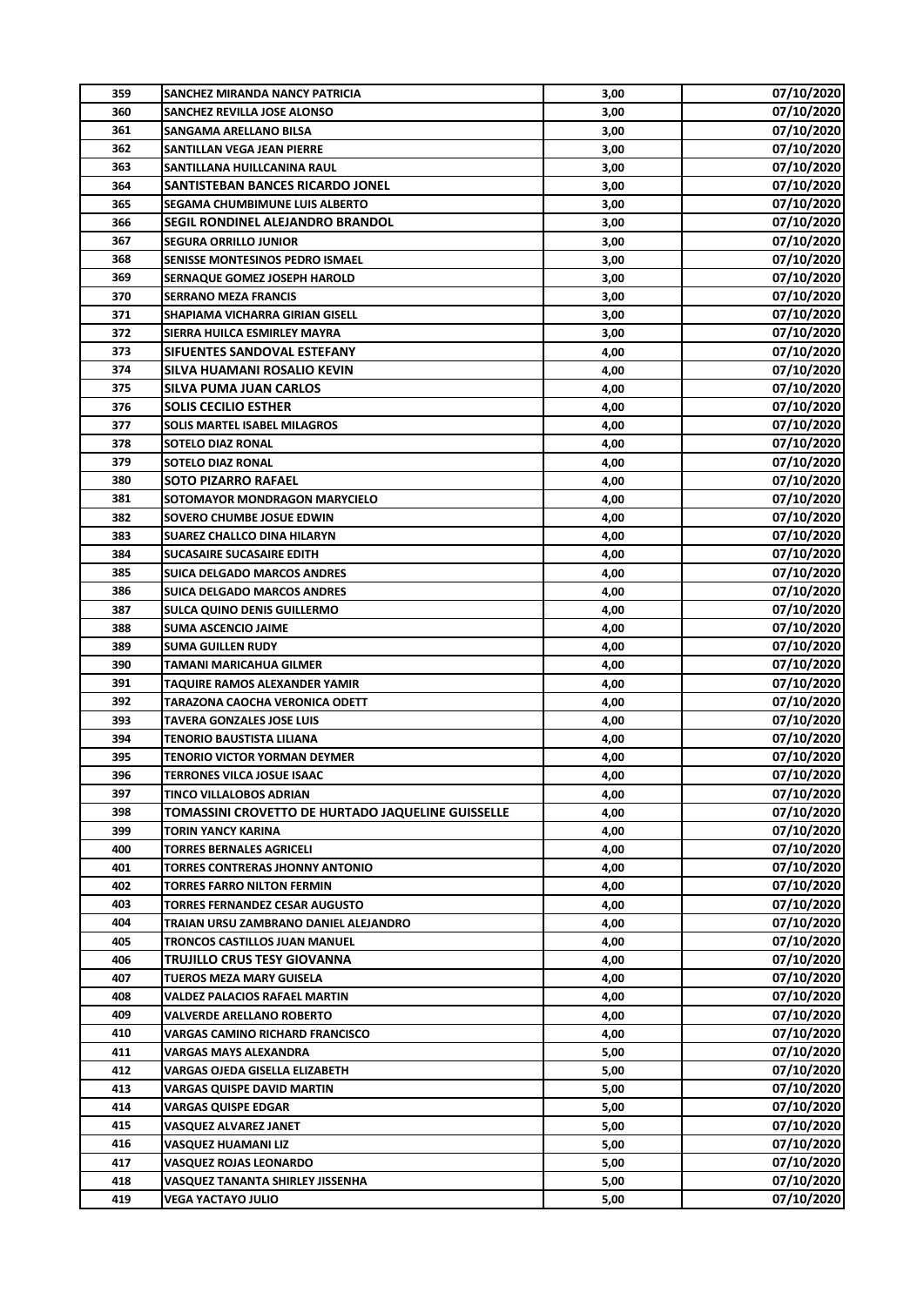| 359 | SANCHEZ MIRANDA NANCY PATRICIA | 3,00 | 07/10/2020 |
|---|---|---|---|
| 360 | SANCHEZ REVILLA JOSE ALONSO | 3,00 | 07/10/2020 |
| 361 | SANGAMA ARELLANO BILSA | 3,00 | 07/10/2020 |
| 362 | SANTILLAN VEGA JEAN PIERRE | 3,00 | 07/10/2020 |
| 363 | SANTILLANA HUILLCANINA RAUL | 3,00 | 07/10/2020 |
| 364 | SANTISTEBAN BANCES RICARDO JONEL | 3,00 | 07/10/2020 |
| 365 | SEGAMA CHUMBIMUNE LUIS ALBERTO | 3,00 | 07/10/2020 |
| 366 | SEGIL RONDINEL ALEJANDRO BRANDOL | 3,00 | 07/10/2020 |
| 367 | SEGURA ORRILLO JUNIOR | 3,00 | 07/10/2020 |
| 368 | SENISSE MONTESINOS PEDRO ISMAEL | 3,00 | 07/10/2020 |
| 369 | SERNAQUE GOMEZ JOSEPH HAROLD | 3,00 | 07/10/2020 |
| 370 | SERRANO MEZA FRANCIS | 3,00 | 07/10/2020 |
| 371 | SHAPIAMA VICHARRA GIRIAN GISELL | 3,00 | 07/10/2020 |
| 372 | SIERRA HUILCA ESMIRLEY MAYRA | 3,00 | 07/10/2020 |
| 373 | SIFUENTES SANDOVAL ESTEFANY | 4,00 | 07/10/2020 |
| 374 | SILVA HUAMANI ROSALIO KEVIN | 4,00 | 07/10/2020 |
| 375 | SILVA PUMA JUAN CARLOS | 4,00 | 07/10/2020 |
| 376 | SOLIS CECILIO ESTHER | 4,00 | 07/10/2020 |
| 377 | SOLIS MARTEL ISABEL MILAGROS | 4,00 | 07/10/2020 |
| 378 | SOTELO DIAZ RONAL | 4,00 | 07/10/2020 |
| 379 | SOTELO DIAZ RONAL | 4,00 | 07/10/2020 |
| 380 | SOTO PIZARRO RAFAEL | 4,00 | 07/10/2020 |
| 381 | SOTOMAYOR MONDRAGON MARYCIELO | 4,00 | 07/10/2020 |
| 382 | SOVERO CHUMBE JOSUE EDWIN | 4,00 | 07/10/2020 |
| 383 | SUAREZ CHALLCO DINA HILARYN | 4,00 | 07/10/2020 |
| 384 | SUCASAIRE SUCASAIRE EDITH | 4,00 | 07/10/2020 |
| 385 | SUICA DELGADO MARCOS ANDRES | 4,00 | 07/10/2020 |
| 386 | SUICA DELGADO MARCOS ANDRES | 4,00 | 07/10/2020 |
| 387 | SULCA QUINO DENIS GUILLERMO | 4,00 | 07/10/2020 |
| 388 | SUMA ASCENCIO JAIME | 4,00 | 07/10/2020 |
| 389 | SUMA GUILLEN RUDY | 4,00 | 07/10/2020 |
| 390 | TAMANI MARICAHUA GILMER | 4,00 | 07/10/2020 |
| 391 | TAQUIRE RAMOS ALEXANDER YAMIR | 4,00 | 07/10/2020 |
| 392 | TARAZONA CAOCHA VERONICA ODETT | 4,00 | 07/10/2020 |
| 393 | TAVERA GONZALES JOSE LUIS | 4,00 | 07/10/2020 |
| 394 | TENORIO BAUSTISTA LILIANA | 4,00 | 07/10/2020 |
| 395 | TENORIO VICTOR YORMAN DEYMER | 4,00 | 07/10/2020 |
| 396 | TERRONES VILCA JOSUE ISAAC | 4,00 | 07/10/2020 |
| 397 | TINCO VILLALOBOS ADRIAN | 4,00 | 07/10/2020 |
| 398 | TOMASSINI CROVETTO DE HURTADO JAQUELINE GUISSELLE | 4,00 | 07/10/2020 |
| 399 | TORIN YANCY KARINA | 4,00 | 07/10/2020 |
| 400 | TORRES BERNALES AGRICELI | 4,00 | 07/10/2020 |
| 401 | TORRES CONTRERAS JHONNY ANTONIO | 4,00 | 07/10/2020 |
| 402 | TORRES FARRO NILTON FERMIN | 4,00 | 07/10/2020 |
| 403 | TORRES FERNANDEZ CESAR AUGUSTO | 4,00 | 07/10/2020 |
| 404 | TRAIAN URSU ZAMBRANO DANIEL ALEJANDRO | 4,00 | 07/10/2020 |
| 405 | TRONCOS CASTILLOS JUAN MANUEL | 4,00 | 07/10/2020 |
| 406 | TRUJILLO CRUS TESY GIOVANNA | 4,00 | 07/10/2020 |
| 407 | TUEROS MEZA MARY GUISELA | 4,00 | 07/10/2020 |
| 408 | VALDEZ PALACIOS RAFAEL MARTIN | 4,00 | 07/10/2020 |
| 409 | VALVERDE ARELLANO ROBERTO | 4,00 | 07/10/2020 |
| 410 | VARGAS CAMINO RICHARD FRANCISCO | 4,00 | 07/10/2020 |
| 411 | VARGAS MAYS ALEXANDRA | 5,00 | 07/10/2020 |
| 412 | VARGAS OJEDA GISELLA ELIZABETH | 5,00 | 07/10/2020 |
| 413 | VARGAS QUISPE DAVID MARTIN | 5,00 | 07/10/2020 |
| 414 | VARGAS QUISPE EDGAR | 5,00 | 07/10/2020 |
| 415 | VASQUEZ ALVAREZ JANET | 5,00 | 07/10/2020 |
| 416 | VASQUEZ HUAMANI LIZ | 5,00 | 07/10/2020 |
| 417 | VASQUEZ ROJAS LEONARDO | 5,00 | 07/10/2020 |
| 418 | VASQUEZ TANANTA SHIRLEY JISSENHA | 5,00 | 07/10/2020 |
| 419 | VEGA YACTAYO JULIO | 5,00 | 07/10/2020 |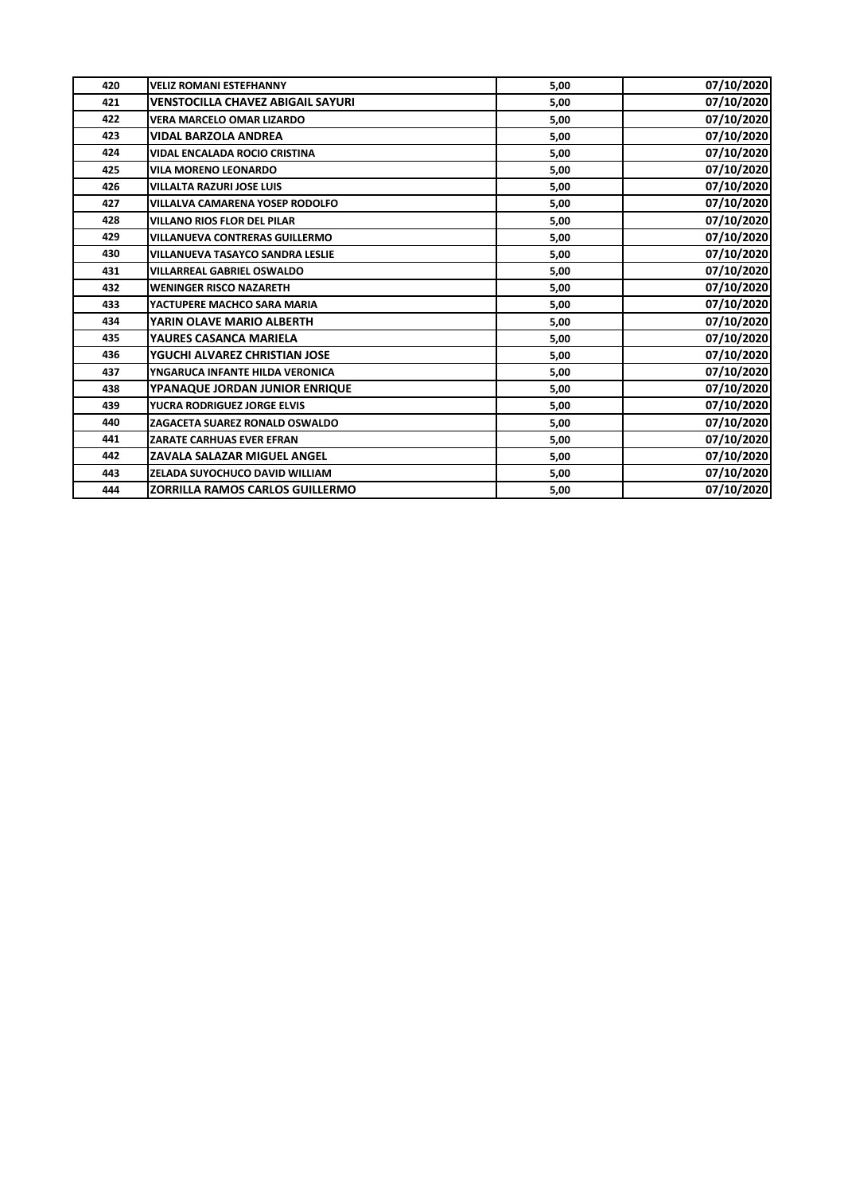| | | | |
|---|---|---|---|
| 420 | VELIZ ROMANI ESTEFHANNY | 5,00 | 07/10/2020 |
| 421 | VENSTOCILLA CHAVEZ ABIGAIL SAYURI | 5,00 | 07/10/2020 |
| 422 | VERA MARCELO OMAR LIZARDO | 5,00 | 07/10/2020 |
| 423 | VIDAL BARZOLA ANDREA | 5,00 | 07/10/2020 |
| 424 | VIDAL ENCALADA ROCIO CRISTINA | 5,00 | 07/10/2020 |
| 425 | VILA MORENO LEONARDO | 5,00 | 07/10/2020 |
| 426 | VILLALTA RAZURI JOSE LUIS | 5,00 | 07/10/2020 |
| 427 | VILLALVA CAMARENA YOSEP RODOLFO | 5,00 | 07/10/2020 |
| 428 | VILLANO RIOS FLOR DEL PILAR | 5,00 | 07/10/2020 |
| 429 | VILLANUEVA CONTRERAS GUILLERMO | 5,00 | 07/10/2020 |
| 430 | VILLANUEVA TASAYCO SANDRA LESLIE | 5,00 | 07/10/2020 |
| 431 | VILLARREAL GABRIEL OSWALDO | 5,00 | 07/10/2020 |
| 432 | WENINGER RISCO NAZARETH | 5,00 | 07/10/2020 |
| 433 | YACTUPERE MACHCO SARA MARIA | 5,00 | 07/10/2020 |
| 434 | YARIN OLAVE MARIO ALBERTH | 5,00 | 07/10/2020 |
| 435 | YAURES CASANCA MARIELA | 5,00 | 07/10/2020 |
| 436 | YGUCHI ALVAREZ CHRISTIAN JOSE | 5,00 | 07/10/2020 |
| 437 | YNGARUCA INFANTE HILDA VERONICA | 5,00 | 07/10/2020 |
| 438 | YPANAQUE JORDAN JUNIOR ENRIQUE | 5,00 | 07/10/2020 |
| 439 | YUCRA RODRIGUEZ JORGE ELVIS | 5,00 | 07/10/2020 |
| 440 | ZAGACETA SUAREZ RONALD OSWALDO | 5,00 | 07/10/2020 |
| 441 | ZARATE CARHUAS EVER EFRAN | 5,00 | 07/10/2020 |
| 442 | ZAVALA SALAZAR MIGUEL ANGEL | 5,00 | 07/10/2020 |
| 443 | ZELADA SUYOCHUCO DAVID WILLIAM | 5,00 | 07/10/2020 |
| 444 | ZORRILLA RAMOS CARLOS GUILLERMO | 5,00 | 07/10/2020 |